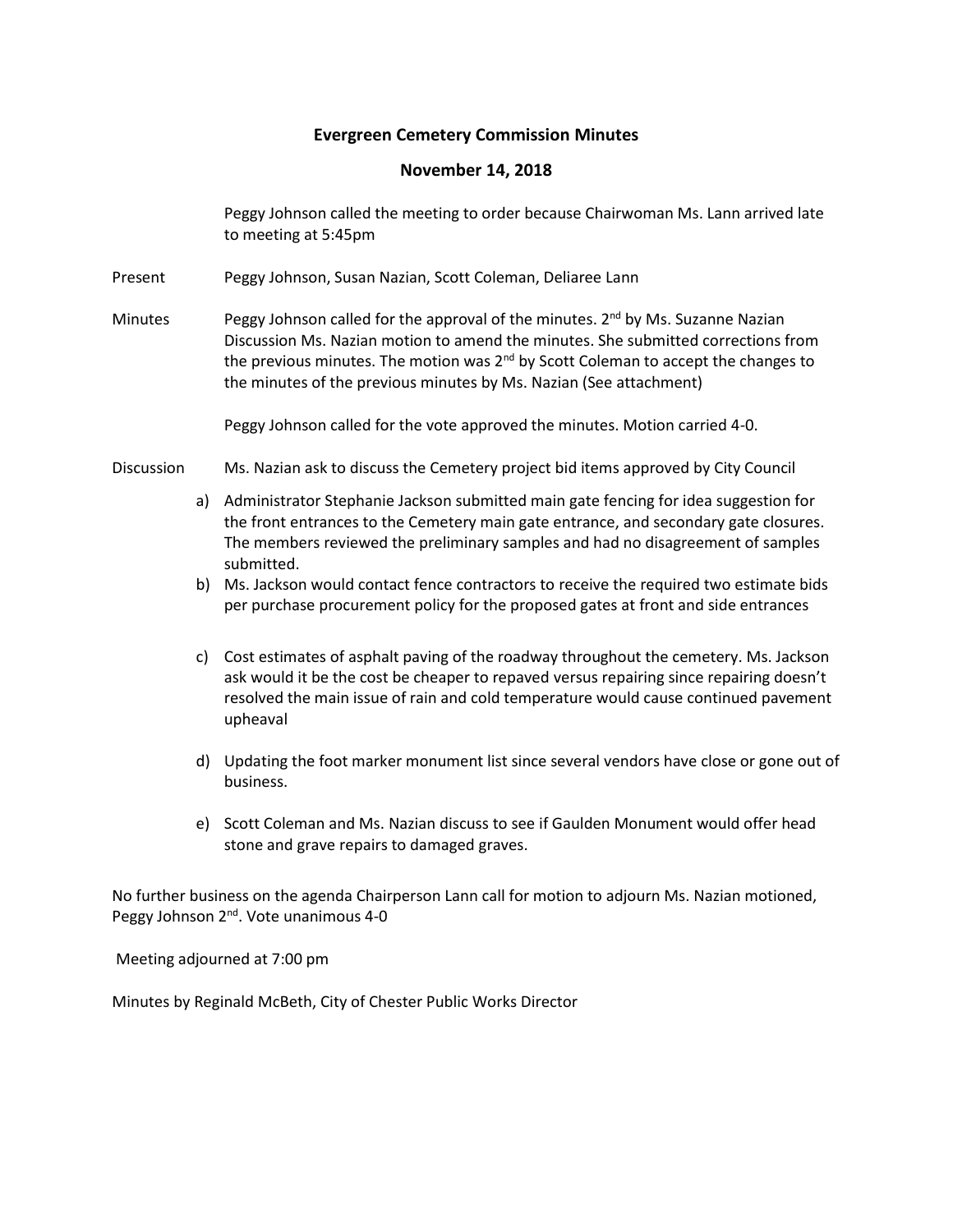# Evergreen Cemetery Commission Minutes

## November 14, 2018

Peggy Johnson called the meeting to order because Chairwoman Ms. Lann arrived late to meeting at 5:45pm

**Present** Peggy Johnson, Susan Nazian, Scott Coleman, Deliaree Lann

**Minutes** Peggy Johnson called for the approval of the minutes. 2nd by Ms. Suzanne Nazian Discussion Ms. Nazian motion to amend the minutes. She submitted corrections from the previous minutes. The motion was 2nd by Scott Coleman to accept the changes to the minutes of the previous minutes by Ms. Nazian (See attachment)

Peggy Johnson called for the vote approved the minutes. Motion carried 4-0.

**Discussion** Ms. Nazian ask to discuss the Cemetery project bid items approved by City Council

a) Administrator Stephanie Jackson submitted main gate fencing for idea suggestion for the front entrances to the Cemetery main gate entrance, and secondary gate closures. The members reviewed the preliminary samples and had no disagreement of samples submitted.
b) Ms. Jackson would contact fence contractors to receive the required two estimate bids per purchase procurement policy for the proposed gates at front and side entrances
c) Cost estimates of asphalt paving of the roadway throughout the cemetery. Ms. Jackson ask would it be the cost be cheaper to repaved versus repairing since repairing doesn't resolved the main issue of rain and cold temperature would cause continued pavement upheaval
d) Updating the foot marker monument list since several vendors have close or gone out of business.
e) Scott Coleman and Ms. Nazian discuss to see if Gaulden Monument would offer head stone and grave repairs to damaged graves.

No further business on the agenda Chairperson Lann call for motion to adjourn Ms. Nazian motioned, Peggy Johnson 2nd. Vote unanimous 4-0

Meeting adjourned at 7:00 pm

Minutes by Reginald McBeth, City of Chester Public Works Director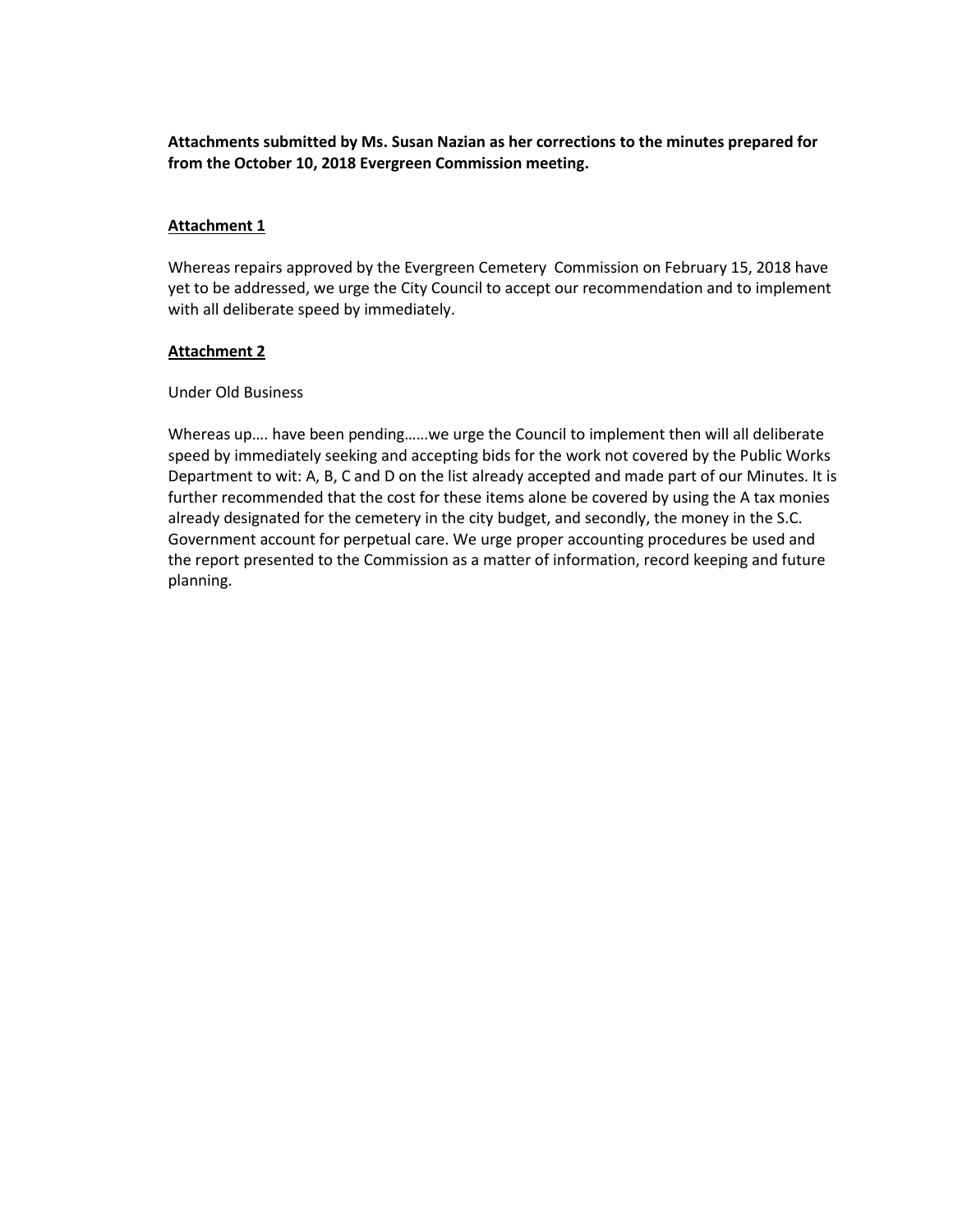**Attachments submitted by Ms. Susan Nazian as her corrections to the minutes prepared for from the October 10, 2018 Evergreen Commission meeting.**

**Attachment 1**

Whereas repairs approved by the Evergreen Cemetery Commission on February 15, 2018 have yet to be addressed, we urge the City Council to accept our recommendation and to implement with all deliberate speed by immediately.

**Attachment 2**

Under Old Business

Whereas up…. have been pending……we urge the Council to implement then will all deliberate speed by immediately seeking and accepting bids for the work not covered by the Public Works Department to wit: A, B, C and D on the list already accepted and made part of our Minutes. It is further recommended that the cost for these items alone be covered by using the A tax monies already designated for the cemetery in the city budget, and secondly, the money in the S.C. Government account for perpetual care. We urge proper accounting procedures be used and the report presented to the Commission as a matter of information, record keeping and future planning.